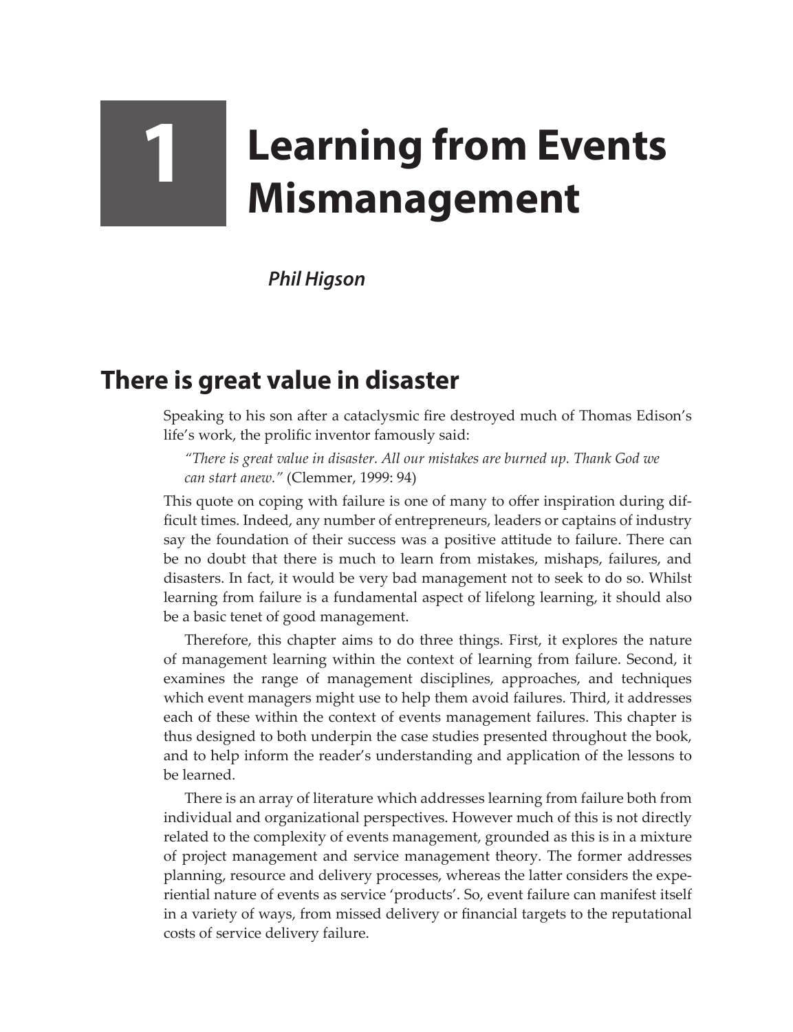# 1 Learning from Events Mismanagement

*Phil Higson*

## There is great value in disaster

Speaking to his son after a cataclysmic fire destroyed much of Thomas Edison's life's work, the prolific inventor famously said:

> *"There is great value in disaster. All our mistakes are burned up. Thank God we can start anew."* (Clemmer, 1999: 94)

This quote on coping with failure is one of many to offer inspiration during difficult times. Indeed, any number of entrepreneurs, leaders or captains of industry say the foundation of their success was a positive attitude to failure. There can be no doubt that there is much to learn from mistakes, mishaps, failures, and disasters. In fact, it would be very bad management not to seek to do so. Whilst learning from failure is a fundamental aspect of lifelong learning, it should also be a basic tenet of good management.

Therefore, this chapter aims to do three things. First, it explores the nature of management learning within the context of learning from failure. Second, it examines the range of management disciplines, approaches, and techniques which event managers might use to help them avoid failures. Third, it addresses each of these within the context of events management failures. This chapter is thus designed to both underpin the case studies presented throughout the book, and to help inform the reader's understanding and application of the lessons to be learned.

There is an array of literature which addresses learning from failure both from individual and organizational perspectives. However much of this is not directly related to the complexity of events management, grounded as this is in a mixture of project management and service management theory. The former addresses planning, resource and delivery processes, whereas the latter considers the experiential nature of events as service 'products'. So, event failure can manifest itself in a variety of ways, from missed delivery or financial targets to the reputational costs of service delivery failure.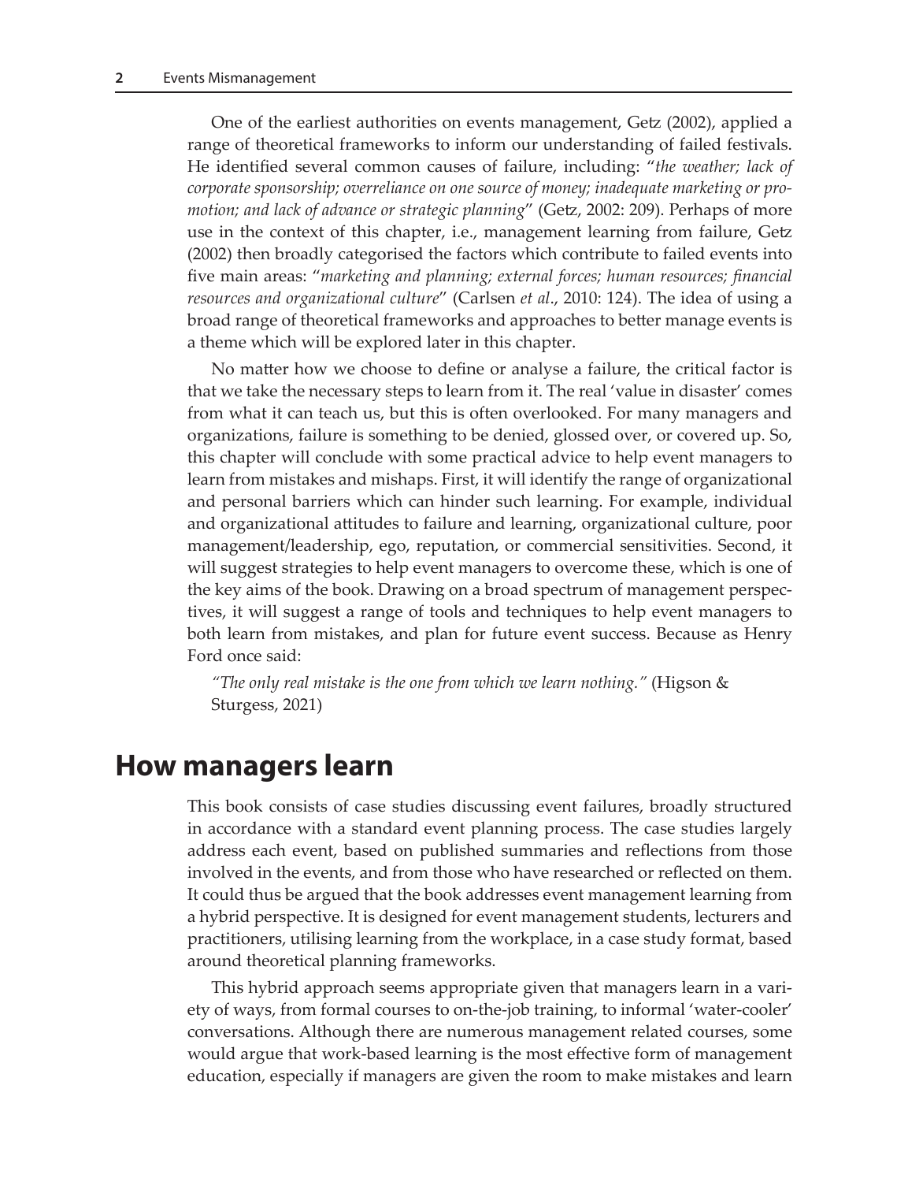One of the earliest authorities on events management, Getz (2002), applied a range of theoretical frameworks to inform our understanding of failed festivals. He identified several common causes of failure, including: "*the weather; lack of corporate sponsorship; overreliance on one source of money; inadequate marketing or promotion; and lack of advance or strategic planning*" (Getz, 2002: 209). Perhaps of more use in the context of this chapter, i.e., management learning from failure, Getz (2002) then broadly categorised the factors which contribute to failed events into five main areas: "*marketing and planning; external forces; human resources; financial resources and organizational culture*" (Carlsen *et al*., 2010: 124). The idea of using a broad range of theoretical frameworks and approaches to better manage events is a theme which will be explored later in this chapter.

No matter how we choose to define or analyse a failure, the critical factor is that we take the necessary steps to learn from it. The real 'value in disaster' comes from what it can teach us, but this is often overlooked. For many managers and organizations, failure is something to be denied, glossed over, or covered up. So, this chapter will conclude with some practical advice to help event managers to learn from mistakes and mishaps. First, it will identify the range of organizational and personal barriers which can hinder such learning. For example, individual and organizational attitudes to failure and learning, organizational culture, poor management/leadership, ego, reputation, or commercial sensitivities. Second, it will suggest strategies to help event managers to overcome these, which is one of the key aims of the book. Drawing on a broad spectrum of management perspectives, it will suggest a range of tools and techniques to help event managers to both learn from mistakes, and plan for future event success. Because as Henry Ford once said:

> *"The only real mistake is the one from which we learn nothing."* (Higson & Sturgess, 2021)

## How managers learn

This book consists of case studies discussing event failures, broadly structured in accordance with a standard event planning process. The case studies largely address each event, based on published summaries and reflections from those involved in the events, and from those who have researched or reflected on them. It could thus be argued that the book addresses event management learning from a hybrid perspective. It is designed for event management students, lecturers and practitioners, utilising learning from the workplace, in a case study format, based around theoretical planning frameworks.

This hybrid approach seems appropriate given that managers learn in a variety of ways, from formal courses to on-the-job training, to informal 'water-cooler' conversations. Although there are numerous management related courses, some would argue that work-based learning is the most effective form of management education, especially if managers are given the room to make mistakes and learn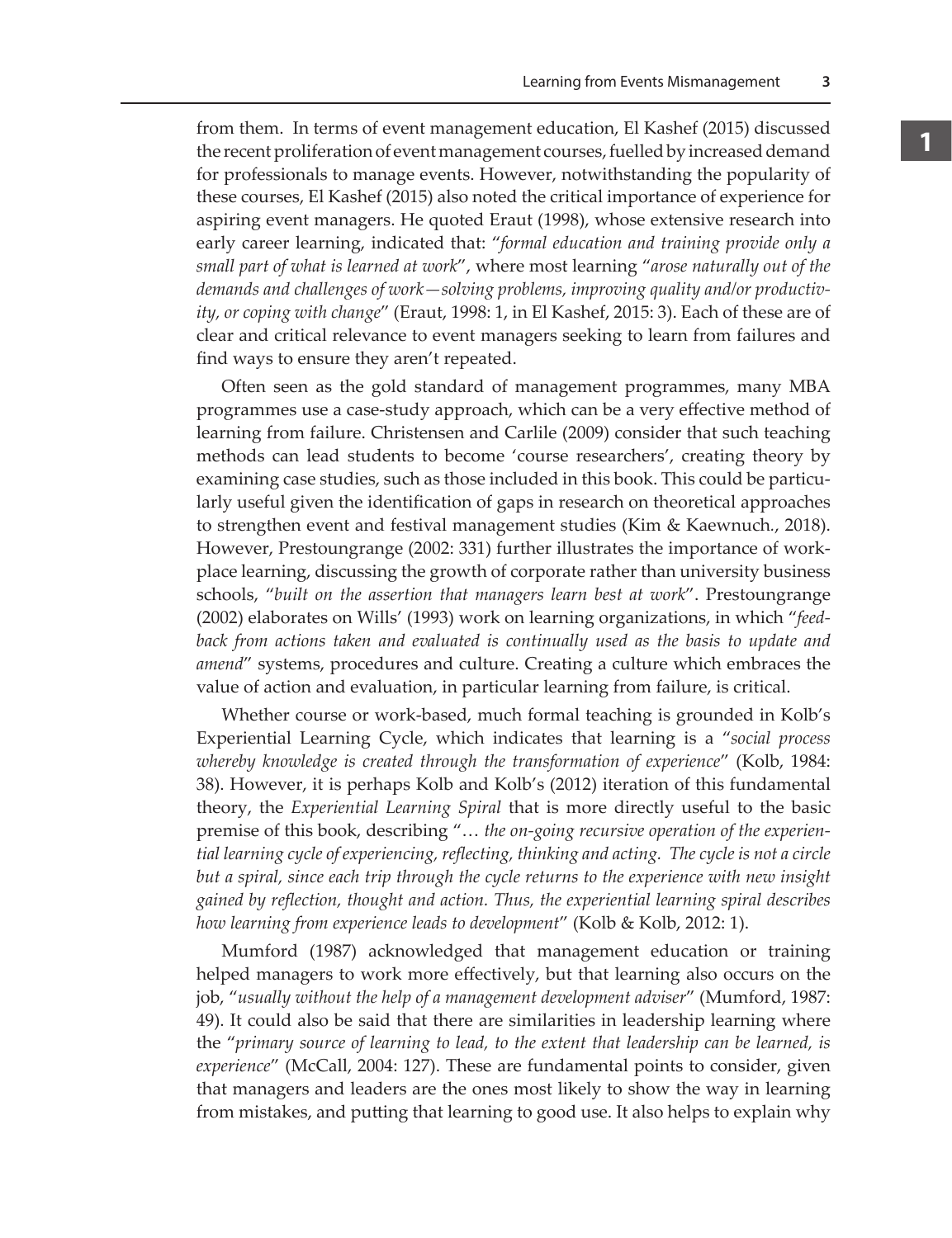from them. In terms of event management education, El Kashef (2015) discussed the recent proliferation of event management courses, fuelled by increased demand for professionals to manage events. However, notwithstanding the popularity of these courses, El Kashef (2015) also noted the critical importance of experience for aspiring event managers. He quoted Eraut (1998), whose extensive research into early career learning, indicated that: "*formal education and training provide only a small part of what is learned at work*", where most learning "*arose naturally out of the demands and challenges of work—solving problems, improving quality and/or productivity, or coping with change*" (Eraut, 1998: 1, in El Kashef, 2015: 3). Each of these are of clear and critical relevance to event managers seeking to learn from failures and find ways to ensure they aren't repeated.

Often seen as the gold standard of management programmes, many MBA programmes use a case-study approach, which can be a very effective method of learning from failure. Christensen and Carlile (2009) consider that such teaching methods can lead students to become 'course researchers', creating theory by examining case studies, such as those included in this book. This could be particularly useful given the identification of gaps in research on theoretical approaches to strengthen event and festival management studies (Kim & Kaewnuch., 2018). However, Prestoungrange (2002: 331) further illustrates the importance of workplace learning, discussing the growth of corporate rather than university business schools, "*built on the assertion that managers learn best at work*". Prestoungrange (2002) elaborates on Wills' (1993) work on learning organizations, in which "*feedback from actions taken and evaluated is continually used as the basis to update and amend*" systems, procedures and culture. Creating a culture which embraces the value of action and evaluation, in particular learning from failure, is critical.

Whether course or work-based, much formal teaching is grounded in Kolb's Experiential Learning Cycle, which indicates that learning is a "*social process whereby knowledge is created through the transformation of experience*" (Kolb, 1984: 38). However, it is perhaps Kolb and Kolb's (2012) iteration of this fundamental theory, the *Experiential Learning Spiral* that is more directly useful to the basic premise of this book, describing "*… the on-going recursive operation of the experiential learning cycle of experiencing, reflecting, thinking and acting. The cycle is not a circle but a spiral, since each trip through the cycle returns to the experience with new insight gained by reflection, thought and action. Thus, the experiential learning spiral describes how learning from experience leads to development*" (Kolb & Kolb, 2012: 1).

Mumford (1987) acknowledged that management education or training helped managers to work more effectively, but that learning also occurs on the job, "*usually without the help of a management development adviser*" (Mumford, 1987: 49). It could also be said that there are similarities in leadership learning where the "*primary source of learning to lead, to the extent that leadership can be learned, is experience*" (McCall, 2004: 127). These are fundamental points to consider, given that managers and leaders are the ones most likely to show the way in learning from mistakes, and putting that learning to good use. It also helps to explain why